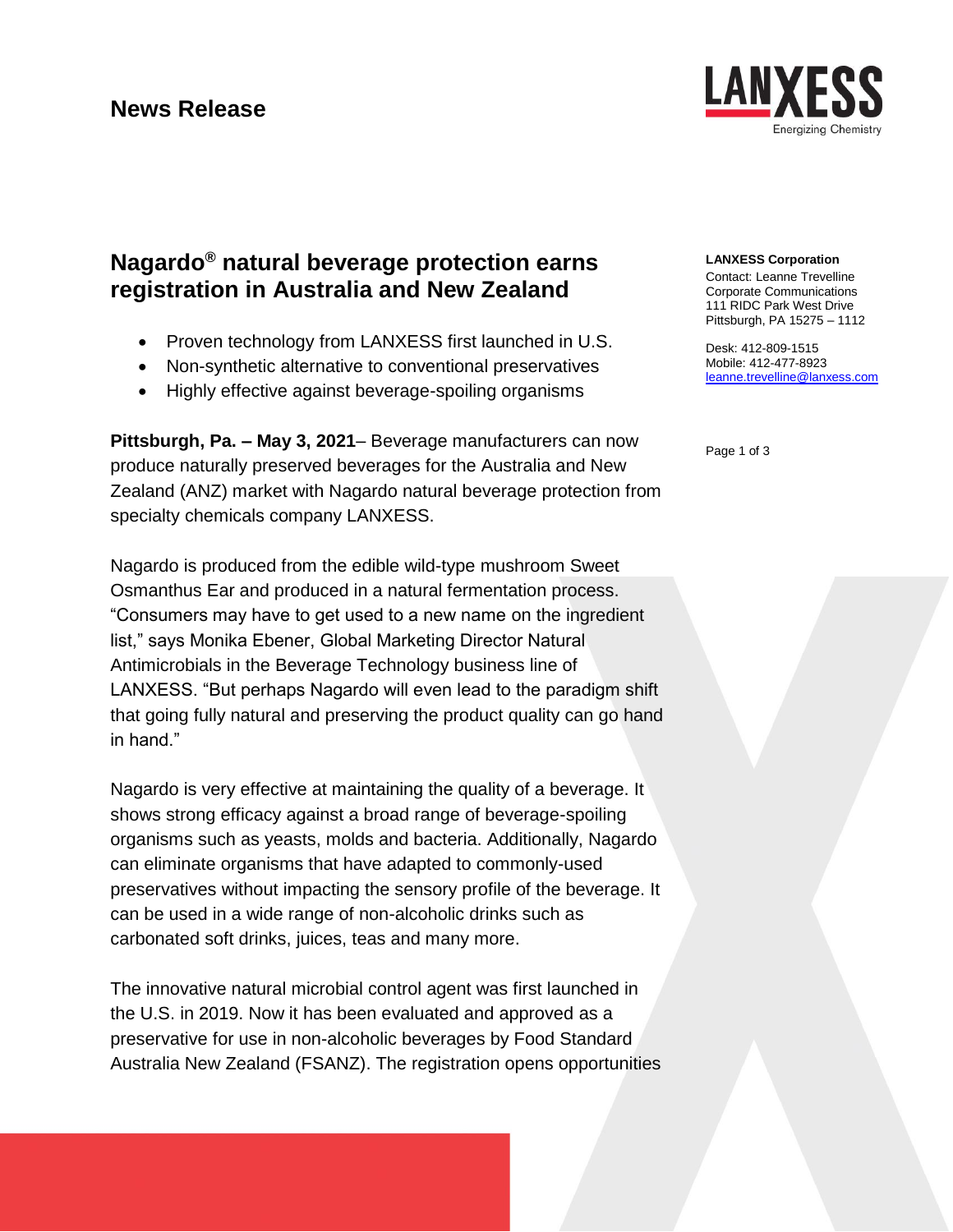# News Release

## Nagardo® natural beverage protection earns registration in Australia and New Zealand

- Proven technology from LANXESS first launched in U.S.
- Non-synthetic alternative to conventional preservatives
- Highly effective against beverage-spoiling organisms

**LANXESS Corporation**
Contact: Leanne Trevelline
Corporate Communications
111 RIDC Park West Drive
Pittsburgh, PA 15275 – 1112

Desk: 412-809-1515
Mobile: 412-477-8923
leanne.trevelline@lanxess.com

**Pittsburgh, Pa. – May 3, 2021**– Beverage manufacturers can now produce naturally preserved beverages for the Australia and New Zealand (ANZ) market with Nagardo natural beverage protection from specialty chemicals company LANXESS.

Nagardo is produced from the edible wild-type mushroom Sweet Osmanthus Ear and produced in a natural fermentation process. "Consumers may have to get used to a new name on the ingredient list," says Monika Ebener, Global Marketing Director Natural Antimicrobials in the Beverage Technology business line of LANXESS. "But perhaps Nagardo will even lead to the paradigm shift that going fully natural and preserving the product quality can go hand in hand."

Nagardo is very effective at maintaining the quality of a beverage. It shows strong efficacy against a broad range of beverage-spoiling organisms such as yeasts, molds and bacteria. Additionally, Nagardo can eliminate organisms that have adapted to commonly-used preservatives without impacting the sensory profile of the beverage. It can be used in a wide range of non-alcoholic drinks such as carbonated soft drinks, juices, teas and many more.

The innovative natural microbial control agent was first launched in the U.S. in 2019. Now it has been evaluated and approved as a preservative for use in non-alcoholic beverages by Food Standard Australia New Zealand (FSANZ). The registration opens opportunities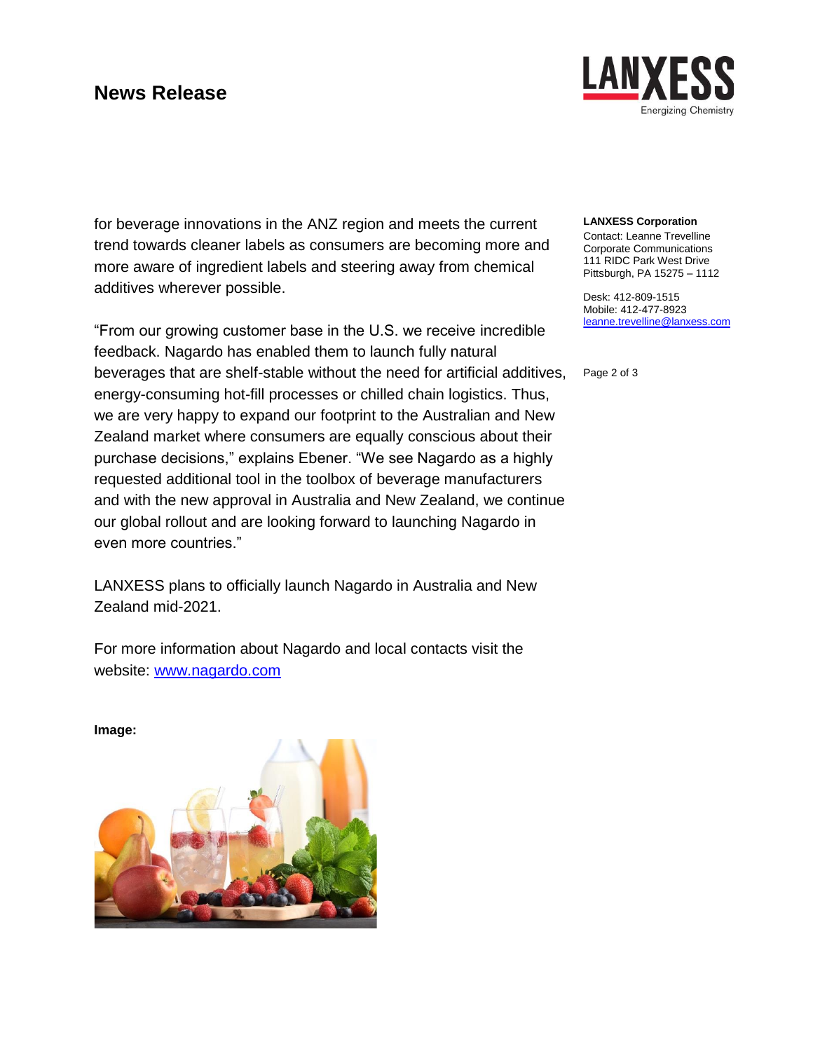for beverage innovations in the ANZ region and meets the current trend towards cleaner labels as consumers are becoming more and more aware of ingredient labels and steering away from chemical additives wherever possible.

"From our growing customer base in the U.S. we receive incredible feedback. Nagardo has enabled them to launch fully natural beverages that are shelf-stable without the need for artificial additives, energy-consuming hot-fill processes or chilled chain logistics. Thus, we are very happy to expand our footprint to the Australian and New Zealand market where consumers are equally conscious about their purchase decisions," explains Ebener. "We see Nagardo as a highly requested additional tool in the toolbox of beverage manufacturers and with the new approval in Australia and New Zealand, we continue our global rollout and are looking forward to launching Nagardo in even more countries."

LANXESS plans to officially launch Nagardo in Australia and New Zealand mid-2021.

For more information about Nagardo and local contacts visit the website: [www.nagardo.com](http://www.nagardo.com)

**Image:**

**LANXESS Corporation**
Contact: Leanne Trevelline
Corporate Communications
111 RIDC Park West Drive
Pittsburgh, PA 15275 – 1112

Desk: 412-809-1515
Mobile: 412-477-8923
[leanne.trevelline@lanxess.com](mailto:leanne.trevelline@lanxess.com)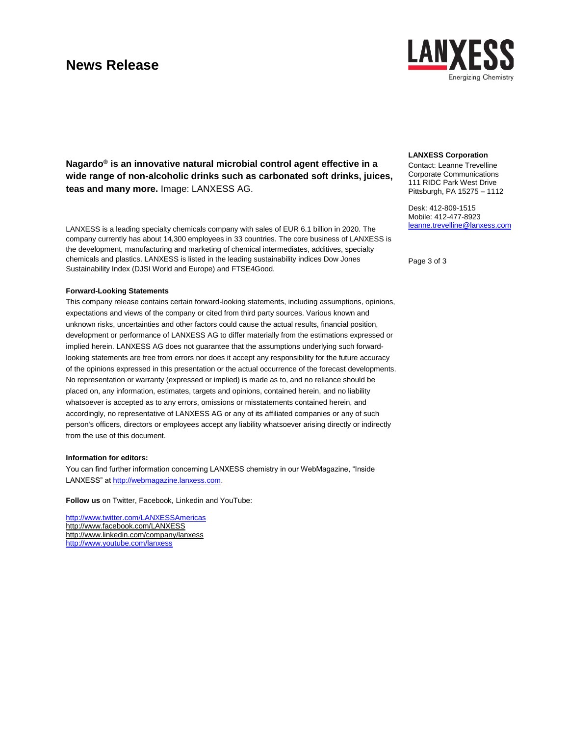**Nagardo® is an innovative natural microbial control agent effective in a wide range of non-alcoholic drinks such as carbonated soft drinks, juices, teas and many more.** Image: LANXESS AG.

LANXESS is a leading specialty chemicals company with sales of EUR 6.1 billion in 2020. The company currently has about 14,300 employees in 33 countries. The core business of LANXESS is the development, manufacturing and marketing of chemical intermediates, additives, specialty chemicals and plastics. LANXESS is listed in the leading sustainability indices Dow Jones Sustainability Index (DJSI World and Europe) and FTSE4Good.

**Forward-Looking Statements**

This company release contains certain forward-looking statements, including assumptions, opinions, expectations and views of the company or cited from third party sources. Various known and unknown risks, uncertainties and other factors could cause the actual results, financial position, development or performance of LANXESS AG to differ materially from the estimations expressed or implied herein. LANXESS AG does not guarantee that the assumptions underlying such forward-looking statements are free from errors nor does it accept any responsibility for the future accuracy of the opinions expressed in this presentation or the actual occurrence of the forecast developments. No representation or warranty (expressed or implied) is made as to, and no reliance should be placed on, any information, estimates, targets and opinions, contained herein, and no liability whatsoever is accepted as to any errors, omissions or misstatements contained herein, and accordingly, no representative of LANXESS AG or any of its affiliated companies or any of such person's officers, directors or employees accept any liability whatsoever arising directly or indirectly from the use of this document.

**Information for editors:**

You can find further information concerning LANXESS chemistry in our WebMagazine, "Inside LANXESS" at http://webmagazine.lanxess.com.

**Follow us** on Twitter, Facebook, Linkedin and YouTube:

http://www.twitter.com/LANXESSAmericas
http://www.facebook.com/LANXESS
http://www.linkedin.com/company/lanxess
http://www.youtube.com/lanxess

**LANXESS Corporation**

Contact: Leanne Trevelline
Corporate Communications
111 RIDC Park West Drive
Pittsburgh, PA 15275 – 1112

Desk: 412-809-1515
Mobile: 412-477-8923
leanne.trevelline@lanxess.com